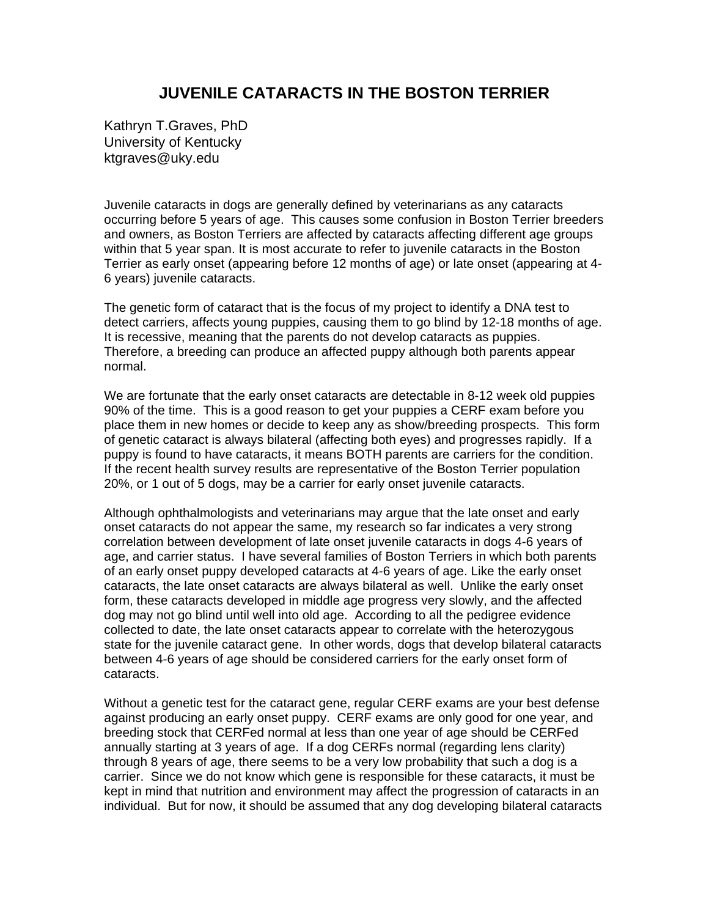# JUVENILE CATARACTS IN THE BOSTON TERRIER

Kathryn T.Graves, PhD
University of Kentucky
ktgraves@uky.edu

Juvenile cataracts in dogs are generally defined by veterinarians as any cataracts occurring before 5 years of age. This causes some confusion in Boston Terrier breeders and owners, as Boston Terriers are affected by cataracts affecting different age groups within that 5 year span. It is most accurate to refer to juvenile cataracts in the Boston Terrier as early onset (appearing before 12 months of age) or late onset (appearing at 4-6 years) juvenile cataracts.

The genetic form of cataract that is the focus of my project to identify a DNA test to detect carriers, affects young puppies, causing them to go blind by 12-18 months of age. It is recessive, meaning that the parents do not develop cataracts as puppies. Therefore, a breeding can produce an affected puppy although both parents appear normal.

We are fortunate that the early onset cataracts are detectable in 8-12 week old puppies 90% of the time. This is a good reason to get your puppies a CERF exam before you place them in new homes or decide to keep any as show/breeding prospects. This form of genetic cataract is always bilateral (affecting both eyes) and progresses rapidly. If a puppy is found to have cataracts, it means BOTH parents are carriers for the condition. If the recent health survey results are representative of the Boston Terrier population 20%, or 1 out of 5 dogs, may be a carrier for early onset juvenile cataracts.

Although ophthalmologists and veterinarians may argue that the late onset and early onset cataracts do not appear the same, my research so far indicates a very strong correlation between development of late onset juvenile cataracts in dogs 4-6 years of age, and carrier status. I have several families of Boston Terriers in which both parents of an early onset puppy developed cataracts at 4-6 years of age. Like the early onset cataracts, the late onset cataracts are always bilateral as well. Unlike the early onset form, these cataracts developed in middle age progress very slowly, and the affected dog may not go blind until well into old age. According to all the pedigree evidence collected to date, the late onset cataracts appear to correlate with the heterozygous state for the juvenile cataract gene. In other words, dogs that develop bilateral cataracts between 4-6 years of age should be considered carriers for the early onset form of cataracts.

Without a genetic test for the cataract gene, regular CERF exams are your best defense against producing an early onset puppy. CERF exams are only good for one year, and breeding stock that CERFed normal at less than one year of age should be CERFed annually starting at 3 years of age. If a dog CERFs normal (regarding lens clarity) through 8 years of age, there seems to be a very low probability that such a dog is a carrier. Since we do not know which gene is responsible for these cataracts, it must be kept in mind that nutrition and environment may affect the progression of cataracts in an individual. But for now, it should be assumed that any dog developing bilateral cataracts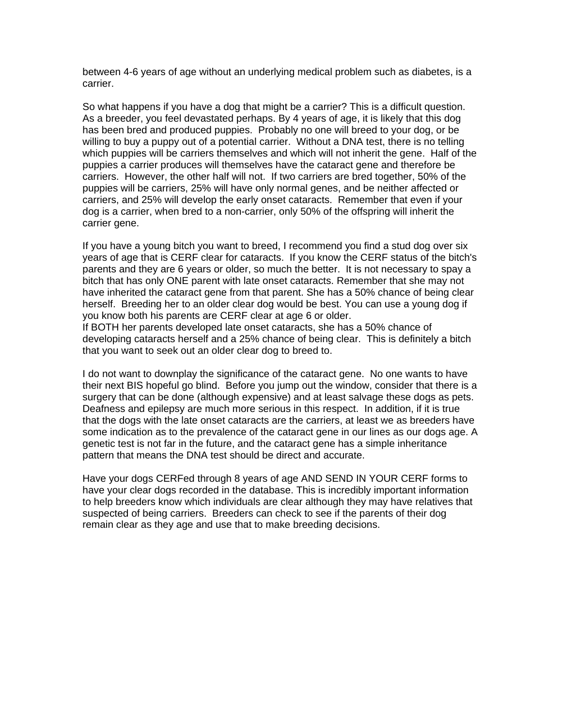between 4-6 years of age without an underlying medical problem such as diabetes, is a carrier.

So what happens if you have a dog that might be a carrier? This is a difficult question. As a breeder, you feel devastated perhaps. By 4 years of age, it is likely that this dog has been bred and produced puppies. Probably no one will breed to your dog, or be willing to buy a puppy out of a potential carrier. Without a DNA test, there is no telling which puppies will be carriers themselves and which will not inherit the gene. Half of the puppies a carrier produces will themselves have the cataract gene and therefore be carriers. However, the other half will not. If two carriers are bred together, 50% of the puppies will be carriers, 25% will have only normal genes, and be neither affected or carriers, and 25% will develop the early onset cataracts. Remember that even if your dog is a carrier, when bred to a non-carrier, only 50% of the offspring will inherit the carrier gene.

If you have a young bitch you want to breed, I recommend you find a stud dog over six years of age that is CERF clear for cataracts. If you know the CERF status of the bitch's parents and they are 6 years or older, so much the better. It is not necessary to spay a bitch that has only ONE parent with late onset cataracts. Remember that she may not have inherited the cataract gene from that parent. She has a 50% chance of being clear herself. Breeding her to an older clear dog would be best. You can use a young dog if you know both his parents are CERF clear at age 6 or older.
If BOTH her parents developed late onset cataracts, she has a 50% chance of developing cataracts herself and a 25% chance of being clear. This is definitely a bitch that you want to seek out an older clear dog to breed to.

I do not want to downplay the significance of the cataract gene. No one wants to have their next BIS hopeful go blind. Before you jump out the window, consider that there is a surgery that can be done (although expensive) and at least salvage these dogs as pets. Deafness and epilepsy are much more serious in this respect. In addition, if it is true that the dogs with the late onset cataracts are the carriers, at least we as breeders have some indication as to the prevalence of the cataract gene in our lines as our dogs age. A genetic test is not far in the future, and the cataract gene has a simple inheritance pattern that means the DNA test should be direct and accurate.

Have your dogs CERFed through 8 years of age AND SEND IN YOUR CERF forms to have your clear dogs recorded in the database. This is incredibly important information to help breeders know which individuals are clear although they may have relatives that suspected of being carriers. Breeders can check to see if the parents of their dog remain clear as they age and use that to make breeding decisions.